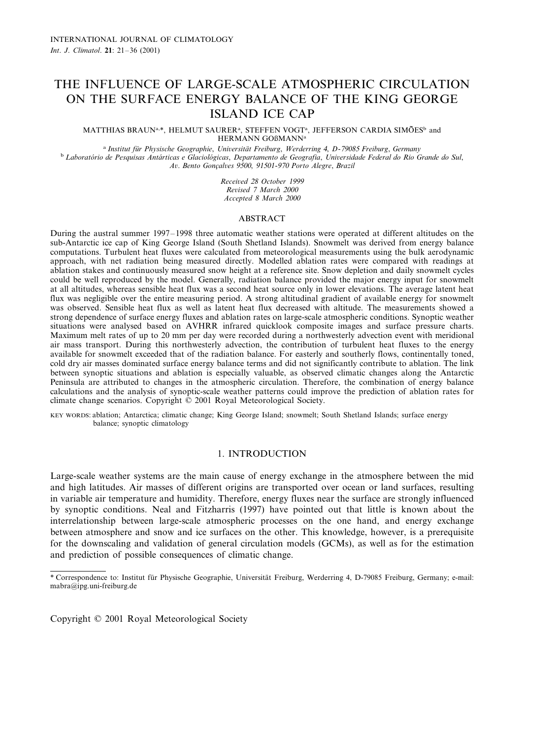# THE INFLUENCE OF LARGE-SCALE ATMOSPHERIC CIRCULATION ON THE SURFACE ENERGY BALANCE OF THE KING GEORGE ISLAND ICE CAP

MATTHIAS BRAUN[a,*], HELMUT SAURER[a], STEFFEN VOGT[a], JEFFERSON CARDIA SIMÕES[b] and HERMANN GOẞMANN[a]

[a] *Institut für Physische Geographie, Universität Freiburg, Werderring 4, D-79085 Freiburg, Germany*
[b] *Laboratório de Pesquisas Antárticas e Glaciológicas, Departamento de Geografia, Universidade Federal do Rio Grande do Sul, Av. Bento Gonçalves 9500, 91501-970 Porto Alegre, Brazil*

*Received 28 October 1999*
*Revised 7 March 2000*
*Accepted 8 March 2000*

## ABSTRACT

During the austral summer 1997–1998 three automatic weather stations were operated at different altitudes on the sub-Antarctic ice cap of King George Island (South Shetland Islands). Snowmelt was derived from energy balance computations. Turbulent heat fluxes were calculated from meteorological measurements using the bulk aerodynamic approach, with net radiation being measured directly. Modelled ablation rates were compared with readings at ablation stakes and continuously measured snow height at a reference site. Snow depletion and daily snowmelt cycles could be well reproduced by the model. Generally, radiation balance provided the major energy input for snowmelt at all altitudes, whereas sensible heat flux was a second heat source only in lower elevations. The average latent heat flux was negligible over the entire measuring period. A strong altitudinal gradient of available energy for snowmelt was observed. Sensible heat flux as well as latent heat flux decreased with altitude. The measurements showed a strong dependence of surface energy fluxes and ablation rates on large-scale atmospheric conditions. Synoptic weather situations were analysed based on AVHRR infrared quicklook composite images and surface pressure charts. Maximum melt rates of up to 20 mm per day were recorded during a northwesterly advection event with meridional air mass transport. During this northwesterly advection, the contribution of turbulent heat fluxes to the energy available for snowmelt exceeded that of the radiation balance. For easterly and southerly flows, continentally toned, cold dry air masses dominated surface energy balance terms and did not significantly contribute to ablation. The link between synoptic situations and ablation is especially valuable, as observed climatic changes along the Antarctic Peninsula are attributed to changes in the atmospheric circulation. Therefore, the combination of energy balance calculations and the analysis of synoptic-scale weather patterns could improve the prediction of ablation rates for climate change scenarios. Copyright © 2001 Royal Meteorological Society.

KEY WORDS: ablation; Antarctica; climatic change; King George Island; snowmelt; South Shetland Islands; surface energy balance; synoptic climatology

## 1. INTRODUCTION

Large-scale weather systems are the main cause of energy exchange in the atmosphere between the mid and high latitudes. Air masses of different origins are transported over ocean or land surfaces, resulting in variable air temperature and humidity. Therefore, energy fluxes near the surface are strongly influenced by synoptic conditions. Neal and Fitzharris (1997) have pointed out that little is known about the interrelationship between large-scale atmospheric processes on the one hand, and energy exchange between atmosphere and snow and ice surfaces on the other. This knowledge, however, is a prerequisite for the downscaling and validation of general circulation models (GCMs), as well as for the estimation and prediction of possible consequences of climatic change.

\* Correspondence to: Institut für Physische Geographie, Universität Freiburg, Werderring 4, D-79085 Freiburg, Germany; e-mail: mabra@ipg.uni-freiburg.de

Copyright © 2001 Royal Meteorological Society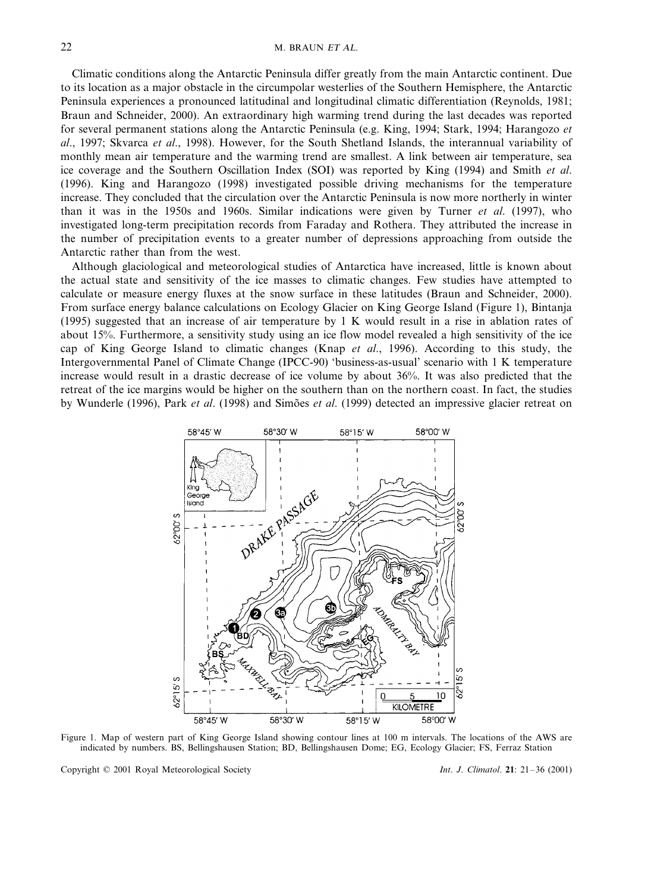Climatic conditions along the Antarctic Peninsula differ greatly from the main Antarctic continent. Due to its location as a major obstacle in the circumpolar westerlies of the Southern Hemisphere, the Antarctic Peninsula experiences a pronounced latitudinal and longitudinal climatic differentiation (Reynolds, 1981; Braun and Schneider, 2000). An extraordinary high warming trend during the last decades was reported for several permanent stations along the Antarctic Peninsula (e.g. King, 1994; Stark, 1994; Harangozo *et al*., 1997; Skvarca *et al*., 1998). However, for the South Shetland Islands, the interannual variability of monthly mean air temperature and the warming trend are smallest. A link between air temperature, sea ice coverage and the Southern Oscillation Index (SOI) was reported by King (1994) and Smith *et al*. (1996). King and Harangozo (1998) investigated possible driving mechanisms for the temperature increase. They concluded that the circulation over the Antarctic Peninsula is now more northerly in winter than it was in the 1950s and 1960s. Similar indications were given by Turner *et al*. (1997), who investigated long-term precipitation records from Faraday and Rothera. They attributed the increase in the number of precipitation events to a greater number of depressions approaching from outside the Antarctic rather than from the west.

Although glaciological and meteorological studies of Antarctica have increased, little is known about the actual state and sensitivity of the ice masses to climatic changes. Few studies have attempted to calculate or measure energy fluxes at the snow surface in these latitudes (Braun and Schneider, 2000). From surface energy balance calculations on Ecology Glacier on King George Island (Figure 1), Bintanja (1995) suggested that an increase of air temperature by 1 K would result in a rise in ablation rates of about 15%. Furthermore, a sensitivity study using an ice flow model revealed a high sensitivity of the ice cap of King George Island to climatic changes (Knap *et al*., 1996). According to this study, the Intergovernmental Panel of Climate Change (IPCC-90) 'business-as-usual' scenario with 1 K temperature increase would result in a drastic decrease of ice volume by about 36%. It was also predicted that the retreat of the ice margins would be higher on the southern than on the northern coast. In fact, the studies by Wunderle (1996), Park *et al*. (1998) and Simões *et al*. (1999) detected an impressive glacier retreat on

Figure 1. Map of western part of King George Island showing contour lines at 100 m intervals. The locations of the AWS are indicated by numbers. BS, Bellingshausen Station; BD, Bellingshausen Dome; EG, Ecology Glacier; FS, Ferraz Station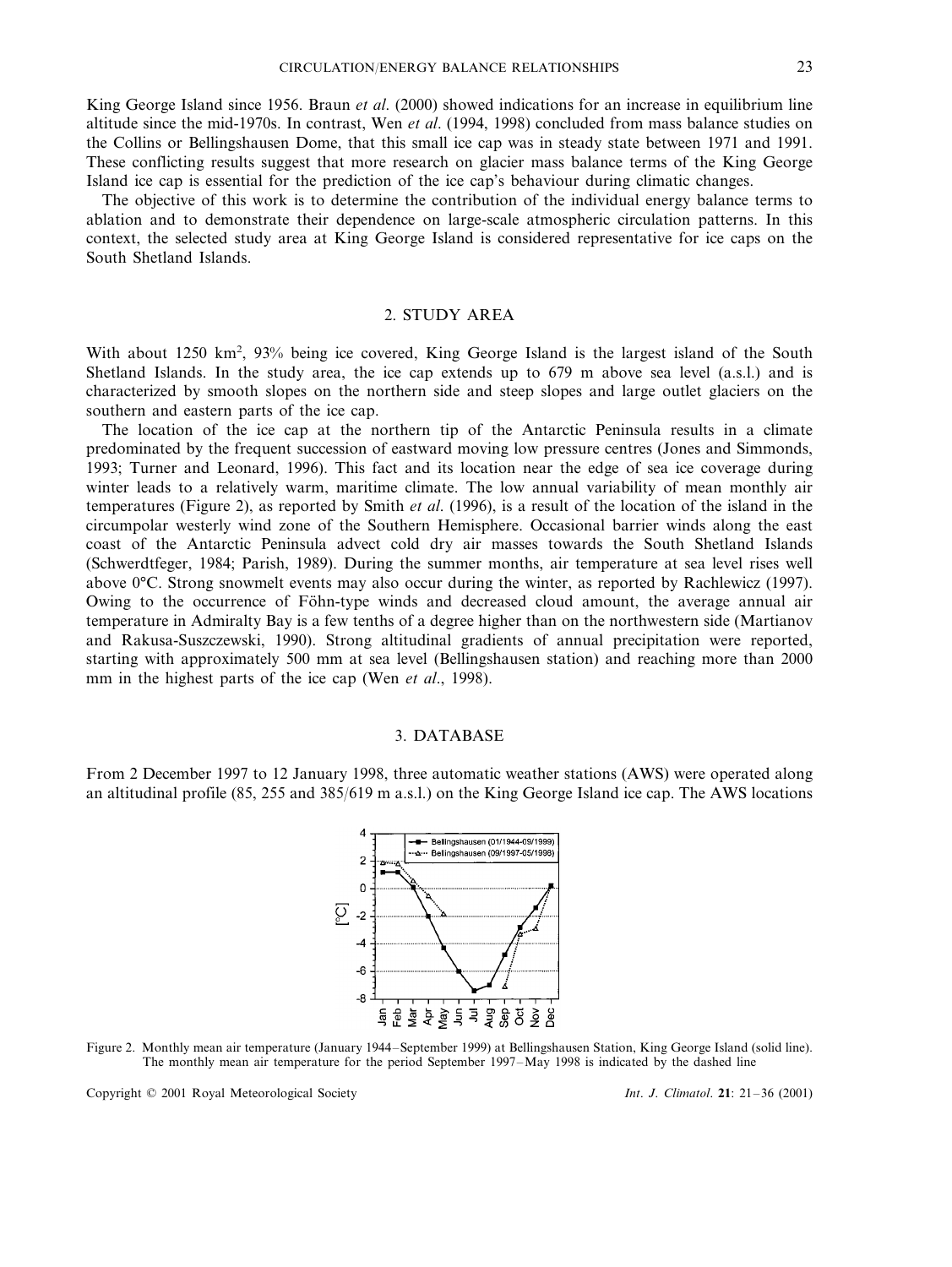King George Island since 1956. Braun *et al*. (2000) showed indications for an increase in equilibrium line altitude since the mid-1970s. In contrast, Wen *et al*. (1994, 1998) concluded from mass balance studies on the Collins or Bellingshausen Dome, that this small ice cap was in steady state between 1971 and 1991. These conflicting results suggest that more research on glacier mass balance terms of the King George Island ice cap is essential for the prediction of the ice cap's behaviour during climatic changes.

The objective of this work is to determine the contribution of the individual energy balance terms to ablation and to demonstrate their dependence on large-scale atmospheric circulation patterns. In this context, the selected study area at King George Island is considered representative for ice caps on the South Shetland Islands.

## 2. STUDY AREA

With about 1250 km$^2$, 93% being ice covered, King George Island is the largest island of the South Shetland Islands. In the study area, the ice cap extends up to 679 m above sea level (a.s.l.) and is characterized by smooth slopes on the northern side and steep slopes and large outlet glaciers on the southern and eastern parts of the ice cap.

The location of the ice cap at the northern tip of the Antarctic Peninsula results in a climate predominated by the frequent succession of eastward moving low pressure centres (Jones and Simmonds, 1993; Turner and Leonard, 1996). This fact and its location near the edge of sea ice coverage during winter leads to a relatively warm, maritime climate. The low annual variability of mean monthly air temperatures (Figure 2), as reported by Smith *et al*. (1996), is a result of the location of the island in the circumpolar westerly wind zone of the Southern Hemisphere. Occasional barrier winds along the east coast of the Antarctic Peninsula advect cold dry air masses towards the South Shetland Islands (Schwerdtfeger, 1984; Parish, 1989). During the summer months, air temperature at sea level rises well above 0°C. Strong snowmelt events may also occur during the winter, as reported by Rachlewicz (1997). Owing to the occurrence of Föhn-type winds and decreased cloud amount, the average annual air temperature in Admiralty Bay is a few tenths of a degree higher than on the northwestern side (Martianov and Rakusa-Suszczewski, 1990). Strong altitudinal gradients of annual precipitation were reported, starting with approximately 500 mm at sea level (Bellingshausen station) and reaching more than 2000 mm in the highest parts of the ice cap (Wen *et al*., 1998).

## 3. DATABASE

From 2 December 1997 to 12 January 1998, three automatic weather stations (AWS) were operated along an altitudinal profile (85, 255 and 385/619 m a.s.l.) on the King George Island ice cap. The AWS locations

Figure 2. Monthly mean air temperature (January 1944–September 1999) at Bellingshausen Station, King George Island (solid line). The monthly mean air temperature for the period September 1997–May 1998 is indicated by the dashed line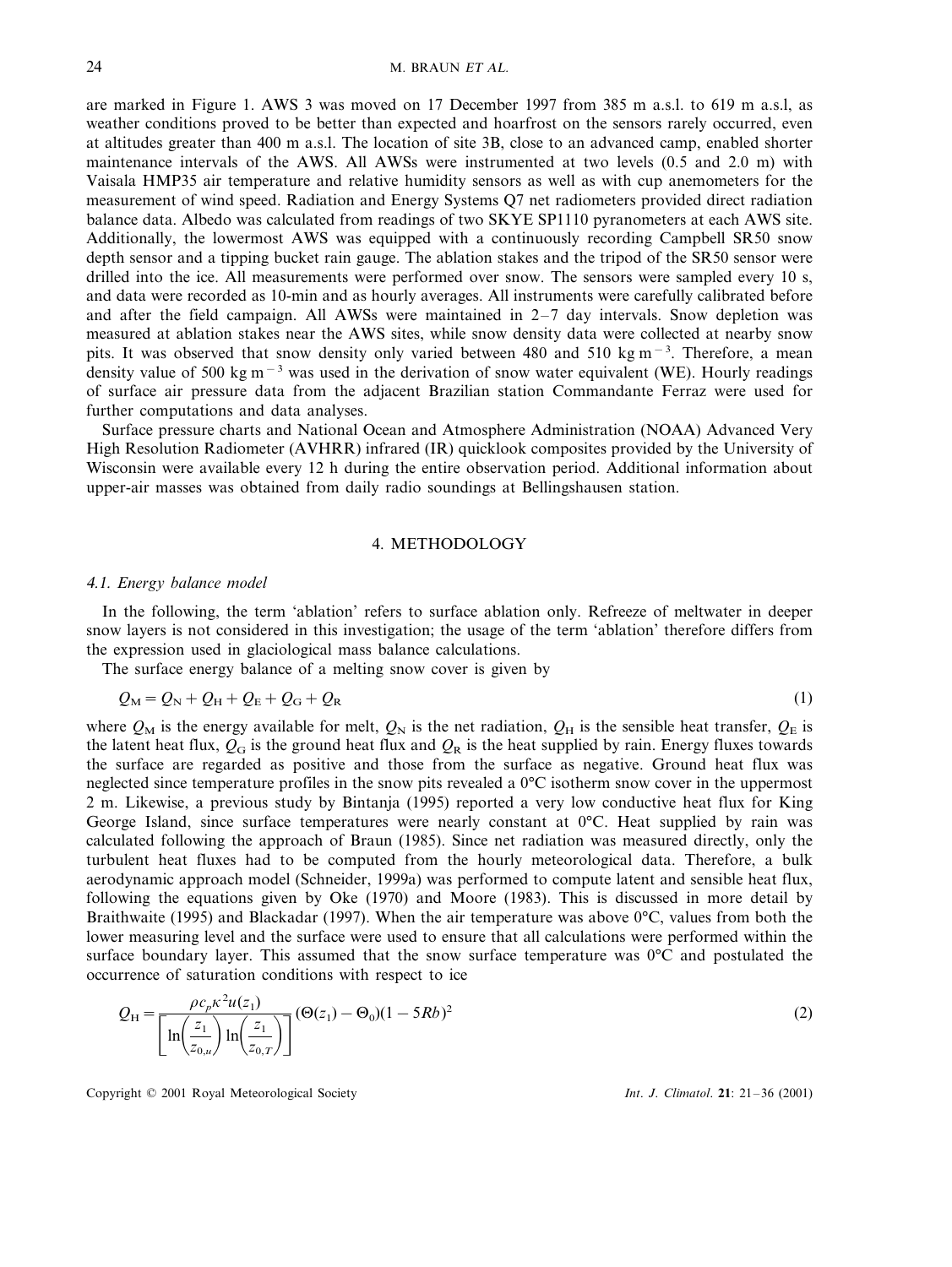are marked in Figure 1. AWS 3 was moved on 17 December 1997 from 385 m a.s.l. to 619 m a.s.l, as weather conditions proved to be better than expected and hoarfrost on the sensors rarely occurred, even at altitudes greater than 400 m a.s.l. The location of site 3B, close to an advanced camp, enabled shorter maintenance intervals of the AWS. All AWSs were instrumented at two levels (0.5 and 2.0 m) with Vaisala HMP35 air temperature and relative humidity sensors as well as with cup anemometers for the measurement of wind speed. Radiation and Energy Systems Q7 net radiometers provided direct radiation balance data. Albedo was calculated from readings of two SKYE SP1110 pyranometers at each AWS site. Additionally, the lowermost AWS was equipped with a continuously recording Campbell SR50 snow depth sensor and a tipping bucket rain gauge. The ablation stakes and the tripod of the SR50 sensor were drilled into the ice. All measurements were performed over snow. The sensors were sampled every 10 s, and data were recorded as 10-min and as hourly averages. All instruments were carefully calibrated before and after the field campaign. All AWSs were maintained in 2–7 day intervals. Snow depletion was measured at ablation stakes near the AWS sites, while snow density data were collected at nearby snow pits. It was observed that snow density only varied between 480 and 510 kg m$^{-3}$. Therefore, a mean density value of 500 kg m$^{-3}$ was used in the derivation of snow water equivalent (WE). Hourly readings of surface air pressure data from the adjacent Brazilian station Commandante Ferraz were used for further computations and data analyses.

Surface pressure charts and National Ocean and Atmosphere Administration (NOAA) Advanced Very High Resolution Radiometer (AVHRR) infrared (IR) quicklook composites provided by the University of Wisconsin were available every 12 h during the entire observation period. Additional information about upper-air masses was obtained from daily radio soundings at Bellingshausen station.

## 4. METHODOLOGY

### 4.1. Energy balance model

In the following, the term 'ablation' refers to surface ablation only. Refreeze of meltwater in deeper snow layers is not considered in this investigation; the usage of the term 'ablation' therefore differs from the expression used in glaciological mass balance calculations.

The surface energy balance of a melting snow cover is given by

$$Q_M = Q_N + Q_H + Q_E + Q_G + Q_R \tag{1}$$

where $Q_M$ is the energy available for melt, $Q_N$ is the net radiation, $Q_H$ is the sensible heat transfer, $Q_E$ is the latent heat flux, $Q_G$ is the ground heat flux and $Q_R$ is the heat supplied by rain. Energy fluxes towards the surface are regarded as positive and those from the surface as negative. Ground heat flux was neglected since temperature profiles in the snow pits revealed a 0°C isotherm snow cover in the uppermost 2 m. Likewise, a previous study by Bintanja (1995) reported a very low conductive heat flux for King George Island, since surface temperatures were nearly constant at 0°C. Heat supplied by rain was calculated following the approach of Braun (1985). Since net radiation was measured directly, only the turbulent heat fluxes had to be computed from the hourly meteorological data. Therefore, a bulk aerodynamic approach model (Schneider, 1999a) was performed to compute latent and sensible heat flux, following the equations given by Oke (1970) and Moore (1983). This is discussed in more detail by Braithwaite (1995) and Blackadar (1997). When the air temperature was above 0°C, values from both the lower measuring level and the surface were used to ensure that all calculations were performed within the surface boundary layer. This assumed that the snow surface temperature was 0°C and postulated the occurrence of saturation conditions with respect to ice

$$Q_H = \frac{\rho c_p \kappa^2 u(z_1)}{\left[\ln\left(\frac{z_1}{z_{0,u}}\right)\ln\left(\frac{z_1}{z_{0,T}}\right)\right]}(\Theta(z_1) - \Theta_0)(1 - 5Rb)^2 \tag{2}$$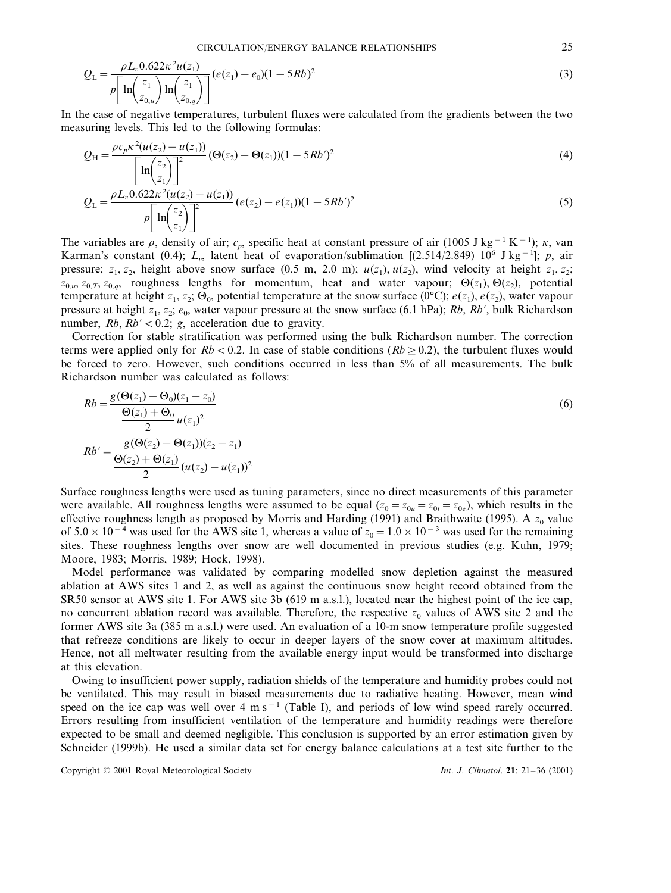$$Q_L = \frac{\rho L_v 0.622 \kappa^2 u(z_1)}{p\left[\ln\left(\frac{z_1}{z_{0,u}}\right)\ln\left(\frac{z_1}{z_{0,q}}\right)\right]}(e(z_1) - e_0)(1 - 5Rb)^2 \tag{3}$$

In the case of negative temperatures, turbulent fluxes were calculated from the gradients between the two measuring levels. This led to the following formulas:

$$Q_H = \frac{\rho c_p \kappa^2 (u(z_2) - u(z_1))}{\left[\ln\left(\frac{z_2}{z_1}\right)\right]^2}(\Theta(z_2) - \Theta(z_1))(1 - 5Rb')^2 \tag{4}$$

$$Q_L = \frac{\rho L_v 0.622 \kappa^2 (u(z_2) - u(z_1))}{p\left[\ln\left(\frac{z_2}{z_1}\right)\right]^2}(e(z_2) - e(z_1))(1 - 5Rb')^2 \tag{5}$$

The variables are $\rho$, density of air; $c_p$, specific heat at constant pressure of air (1005 J kg$^{-1}$ K$^{-1}$); $\kappa$, van Karman's constant (0.4); $L_v$, latent heat of evaporation/sublimation [(2.514/2.849) $10^6$ J kg$^{-1}$]; $p$, air pressure; $z_1, z_2$, height above snow surface (0.5 m, 2.0 m); $u(z_1), u(z_2)$, wind velocity at height $z_1, z_2$; $z_{0,u}, z_{0,T}, z_{0,q}$, roughness lengths for momentum, heat and water vapour; $\Theta(z_1), \Theta(z_2)$, potential temperature at height $z_1, z_2$; $\Theta_0$, potential temperature at the snow surface (0°C); $e(z_1), e(z_2)$, water vapour pressure at height $z_1, z_2$; $e_0$, water vapour pressure at the snow surface (6.1 hPa); $Rb$, $Rb'$, bulk Richardson number, $Rb, Rb' < 0.2$; $g$, acceleration due to gravity.

Correction for stable stratification was performed using the bulk Richardson number. The correction terms were applied only for $Rb < 0.2$. In case of stable conditions ($Rb \geq 0.2$), the turbulent fluxes would be forced to zero. However, such conditions occurred in less than 5% of all measurements. The bulk Richardson number was calculated as follows:

$$Rb = \frac{g(\Theta(z_1) - \Theta_0)(z_1 - z_0)}{\frac{\Theta(z_1) + \Theta_0}{2}u(z_1)^2} \tag{6}$$

$$Rb' = \frac{g(\Theta(z_2) - \Theta(z_1))(z_2 - z_1)}{\frac{\Theta(z_2) + \Theta(z_1)}{2}(u(z_2) - u(z_1))^2}$$

Surface roughness lengths were used as tuning parameters, since no direct measurements of this parameter were available. All roughness lengths were assumed to be equal ($z_0 = z_{0u} = z_{0t} = z_{0e}$), which results in the effective roughness length as proposed by Morris and Harding (1991) and Braithwaite (1995). A $z_0$ value of $5.0 \times 10^{-4}$ was used for the AWS site 1, whereas a value of $z_0 = 1.0 \times 10^{-3}$ was used for the remaining sites. These roughness lengths over snow are well documented in previous studies (e.g. Kuhn, 1979; Moore, 1983; Morris, 1989; Hock, 1998).

Model performance was validated by comparing modelled snow depletion against the measured ablation at AWS sites 1 and 2, as well as against the continuous snow height record obtained from the SR50 sensor at AWS site 1. For AWS site 3b (619 m a.s.l.), located near the highest point of the ice cap, no concurrent ablation record was available. Therefore, the respective $z_0$ values of AWS site 2 and the former AWS site 3a (385 m a.s.l.) were used. An evaluation of a 10-m snow temperature profile suggested that refreeze conditions are likely to occur in deeper layers of the snow cover at maximum altitudes. Hence, not all meltwater resulting from the available energy input would be transformed into discharge at this elevation.

Owing to insufficient power supply, radiation shields of the temperature and humidity probes could not be ventilated. This may result in biased measurements due to radiative heating. However, mean wind speed on the ice cap was well over 4 m s$^{-1}$ (Table I), and periods of low wind speed rarely occurred. Errors resulting from insufficient ventilation of the temperature and humidity readings were therefore expected to be small and deemed negligible. This conclusion is supported by an error estimation given by Schneider (1999b). He used a similar data set for energy balance calculations at a test site further to the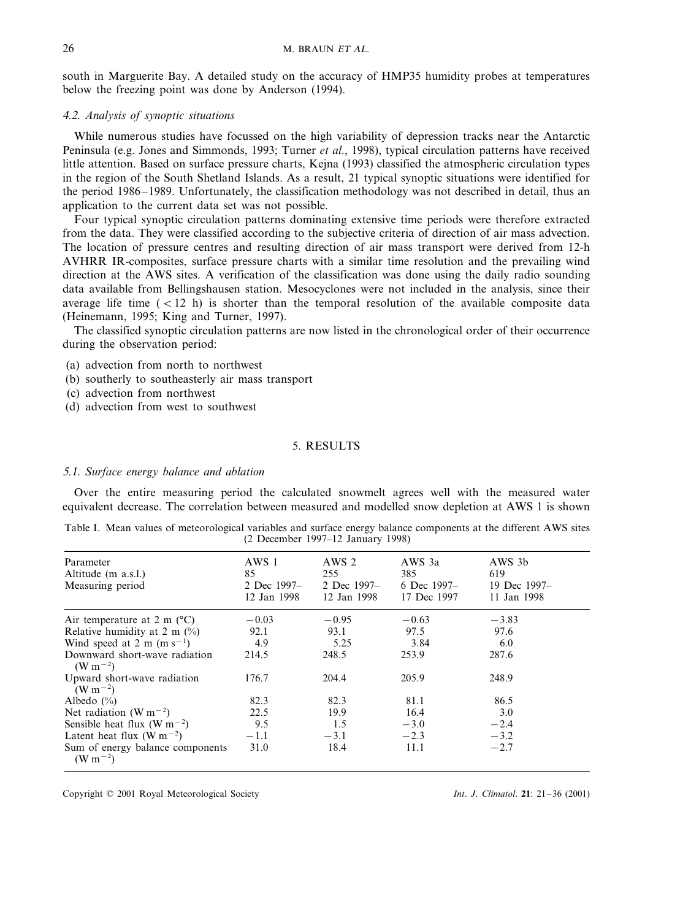south in Marguerite Bay. A detailed study on the accuracy of HMP35 humidity probes at temperatures below the freezing point was done by Anderson (1994).

### *4.2. Analysis of synoptic situations*

While numerous studies have focussed on the high variability of depression tracks near the Antarctic Peninsula (e.g. Jones and Simmonds, 1993; Turner *et al*., 1998), typical circulation patterns have received little attention. Based on surface pressure charts, Kejna (1993) classified the atmospheric circulation types in the region of the South Shetland Islands. As a result, 21 typical synoptic situations were identified for the period 1986–1989. Unfortunately, the classification methodology was not described in detail, thus an application to the current data set was not possible.

Four typical synoptic circulation patterns dominating extensive time periods were therefore extracted from the data. They were classified according to the subjective criteria of direction of air mass advection. The location of pressure centres and resulting direction of air mass transport were derived from 12-h AVHRR IR-composites, surface pressure charts with a similar time resolution and the prevailing wind direction at the AWS sites. A verification of the classification was done using the daily radio sounding data available from Bellingshausen station. Mesocyclones were not included in the analysis, since their average life time ( < 12 h) is shorter than the temporal resolution of the available composite data (Heinemann, 1995; King and Turner, 1997).

The classified synoptic circulation patterns are now listed in the chronological order of their occurrence during the observation period:

(a) advection from north to northwest
(b) southerly to southeasterly air mass transport
(c) advection from northwest
(d) advection from west to southwest

## 5. RESULTS

### *5.1. Surface energy balance and ablation*

Over the entire measuring period the calculated snowmelt agrees well with the measured water equivalent decrease. The correlation between measured and modelled snow depletion at AWS 1 is shown

Table I. Mean values of meteorological variables and surface energy balance components at the different AWS sites (2 December 1997–12 January 1998)

| Parameter | AWS 1 | AWS 2 | AWS 3a | AWS 3b |
|---|---|---|---|---|
| Altitude (m a.s.l.) | 85 | 255 | 385 | 619 |
| Measuring period | 2 Dec 1997–12 Jan 1998 | 2 Dec 1997–12 Jan 1998 | 6 Dec 1997–17 Dec 1997 | 19 Dec 1997–11 Jan 1998 |
| Air temperature at 2 m (°C) | −0.03 | −0.95 | −0.63 | −3.83 |
| Relative humidity at 2 m (%) | 92.1 | 93.1 | 97.5 | 97.6 |
| Wind speed at 2 m (m s$^{-1}$) | 4.9 | 5.25 | 3.84 | 6.0 |
| Downward short-wave radiation (W m$^{-2}$) | 214.5 | 248.5 | 253.9 | 287.6 |
| Upward short-wave radiation (W m$^{-2}$) | 176.7 | 204.4 | 205.9 | 248.9 |
| Albedo (%) | 82.3 | 82.3 | 81.1 | 86.5 |
| Net radiation (W m$^{-2}$) | 22.5 | 19.9 | 16.4 | 3.0 |
| Sensible heat flux (W m$^{-2}$) | 9.5 | 1.5 | −3.0 | −2.4 |
| Latent heat flux (W m$^{-2}$) | −1.1 | −3.1 | −2.3 | −3.2 |
| Sum of energy balance components (W m$^{-2}$) | 31.0 | 18.4 | 11.1 | −2.7 |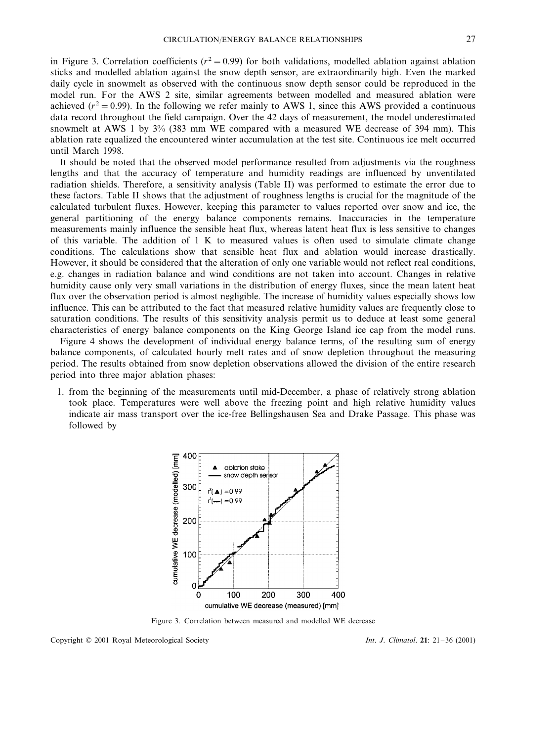in Figure 3. Correlation coefficients ($r^2 = 0.99$) for both validations, modelled ablation against ablation sticks and modelled ablation against the snow depth sensor, are extraordinarily high. Even the marked daily cycle in snowmelt as observed with the continuous snow depth sensor could be reproduced in the model run. For the AWS 2 site, similar agreements between modelled and measured ablation were achieved ($r^2 = 0.99$). In the following we refer mainly to AWS 1, since this AWS provided a continuous data record throughout the field campaign. Over the 42 days of measurement, the model underestimated snowmelt at AWS 1 by 3% (383 mm WE compared with a measured WE decrease of 394 mm). This ablation rate equalized the encountered winter accumulation at the test site. Continuous ice melt occurred until March 1998.

It should be noted that the observed model performance resulted from adjustments via the roughness lengths and that the accuracy of temperature and humidity readings are influenced by unventilated radiation shields. Therefore, a sensitivity analysis (Table II) was performed to estimate the error due to these factors. Table II shows that the adjustment of roughness lengths is crucial for the magnitude of the calculated turbulent fluxes. However, keeping this parameter to values reported over snow and ice, the general partitioning of the energy balance components remains. Inaccuracies in the temperature measurements mainly influence the sensible heat flux, whereas latent heat flux is less sensitive to changes of this variable. The addition of 1 K to measured values is often used to simulate climate change conditions. The calculations show that sensible heat flux and ablation would increase drastically. However, it should be considered that the alteration of only one variable would not reflect real conditions, e.g. changes in radiation balance and wind conditions are not taken into account. Changes in relative humidity cause only very small variations in the distribution of energy fluxes, since the mean latent heat flux over the observation period is almost negligible. The increase of humidity values especially shows low influence. This can be attributed to the fact that measured relative humidity values are frequently close to saturation conditions. The results of this sensitivity analysis permit us to deduce at least some general characteristics of energy balance components on the King George Island ice cap from the model runs.

Figure 4 shows the development of individual energy balance terms, of the resulting sum of energy balance components, of calculated hourly melt rates and of snow depletion throughout the measuring period. The results obtained from snow depletion observations allowed the division of the entire research period into three major ablation phases:

1. from the beginning of the measurements until mid-December, a phase of relatively strong ablation took place. Temperatures were well above the freezing point and high relative humidity values indicate air mass transport over the ice-free Bellingshausen Sea and Drake Passage. This phase was followed by

Figure 3. Correlation between measured and modelled WE decrease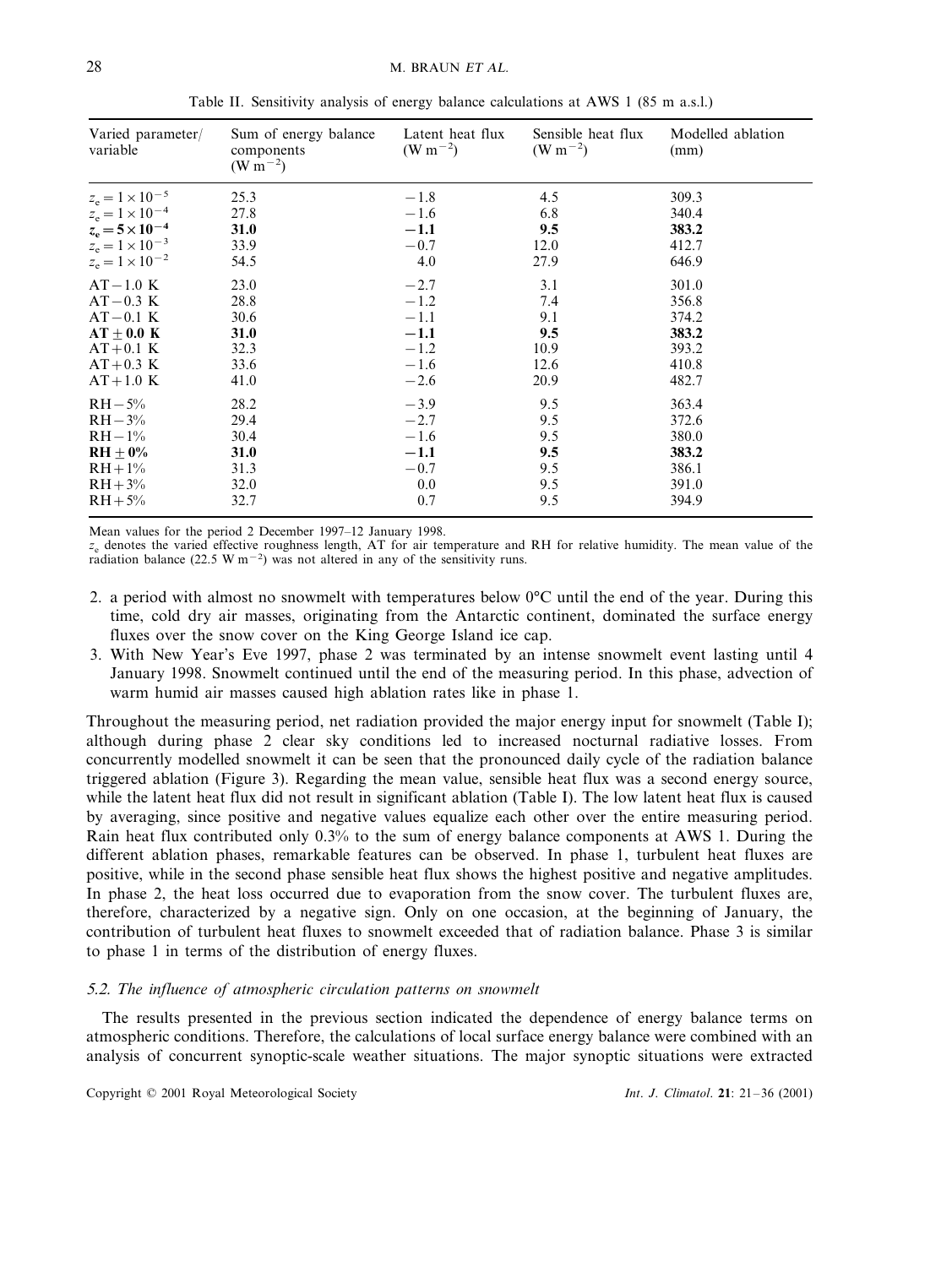Table II. Sensitivity analysis of energy balance calculations at AWS 1 (85 m a.s.l.)

| Varied parameter/ variable | Sum of energy balance components ($W m^{-2}$) | Latent heat flux ($W m^{-2}$) | Sensible heat flux ($W m^{-2}$) | Modelled ablation (mm) |
|---|---|---|---|---|
| $z_e = 1 \times 10^{-5}$ | 25.3 | −1.8 | 4.5 | 309.3 |
| $z_e = 1 \times 10^{-4}$ | 27.8 | −1.6 | 6.8 | 340.4 |
| $\mathbf{z_e = 5 \times 10^{-4}}$ | **31.0** | **−1.1** | **9.5** | **383.2** |
| $z_e = 1 \times 10^{-3}$ | 33.9 | −0.7 | 12.0 | 412.7 |
| $z_e = 1 \times 10^{-2}$ | 54.5 | 4.0 | 27.9 | 646.9 |
| AT − 1.0 K | 23.0 | −2.7 | 3.1 | 301.0 |
| AT − 0.3 K | 28.8 | −1.2 | 7.4 | 356.8 |
| AT − 0.1 K | 30.6 | −1.1 | 9.1 | 374.2 |
| **AT ± 0.0 K** | **31.0** | **−1.1** | **9.5** | **383.2** |
| AT + 0.1 K | 32.3 | −1.2 | 10.9 | 393.2 |
| AT + 0.3 K | 33.6 | −1.6 | 12.6 | 410.8 |
| AT + 1.0 K | 41.0 | −2.6 | 20.9 | 482.7 |
| RH − 5% | 28.2 | −3.9 | 9.5 | 363.4 |
| RH − 3% | 29.4 | −2.7 | 9.5 | 372.6 |
| RH − 1% | 30.4 | −1.6 | 9.5 | 380.0 |
| **RH ± 0%** | **31.0** | **−1.1** | **9.5** | **383.2** |
| RH + 1% | 31.3 | −0.7 | 9.5 | 386.1 |
| RH + 3% | 32.0 | 0.0 | 9.5 | 391.0 |
| RH + 5% | 32.7 | 0.7 | 9.5 | 394.9 |

Mean values for the period 2 December 1997–12 January 1998.
$z_e$ denotes the varied effective roughness length, AT for air temperature and RH for relative humidity. The mean value of the radiation balance (22.5 $W m^{-2}$) was not altered in any of the sensitivity runs.

2. a period with almost no snowmelt with temperatures below 0°C until the end of the year. During this time, cold dry air masses, originating from the Antarctic continent, dominated the surface energy fluxes over the snow cover on the King George Island ice cap.
3. With New Year's Eve 1997, phase 2 was terminated by an intense snowmelt event lasting until 4 January 1998. Snowmelt continued until the end of the measuring period. In this phase, advection of warm humid air masses caused high ablation rates like in phase 1.

Throughout the measuring period, net radiation provided the major energy input for snowmelt (Table I); although during phase 2 clear sky conditions led to increased nocturnal radiative losses. From concurrently modelled snowmelt it can be seen that the pronounced daily cycle of the radiation balance triggered ablation (Figure 3). Regarding the mean value, sensible heat flux was a second energy source, while the latent heat flux did not result in significant ablation (Table I). The low latent heat flux is caused by averaging, since positive and negative values equalize each other over the entire measuring period. Rain heat flux contributed only 0.3% to the sum of energy balance components at AWS 1. During the different ablation phases, remarkable features can be observed. In phase 1, turbulent heat fluxes are positive, while in the second phase sensible heat flux shows the highest positive and negative amplitudes. In phase 2, the heat loss occurred due to evaporation from the snow cover. The turbulent fluxes are, therefore, characterized by a negative sign. Only on one occasion, at the beginning of January, the contribution of turbulent heat fluxes to snowmelt exceeded that of radiation balance. Phase 3 is similar to phase 1 in terms of the distribution of energy fluxes.

### 5.2. *The influence of atmospheric circulation patterns on snowmelt*

The results presented in the previous section indicated the dependence of energy balance terms on atmospheric conditions. Therefore, the calculations of local surface energy balance were combined with an analysis of concurrent synoptic-scale weather situations. The major synoptic situations were extracted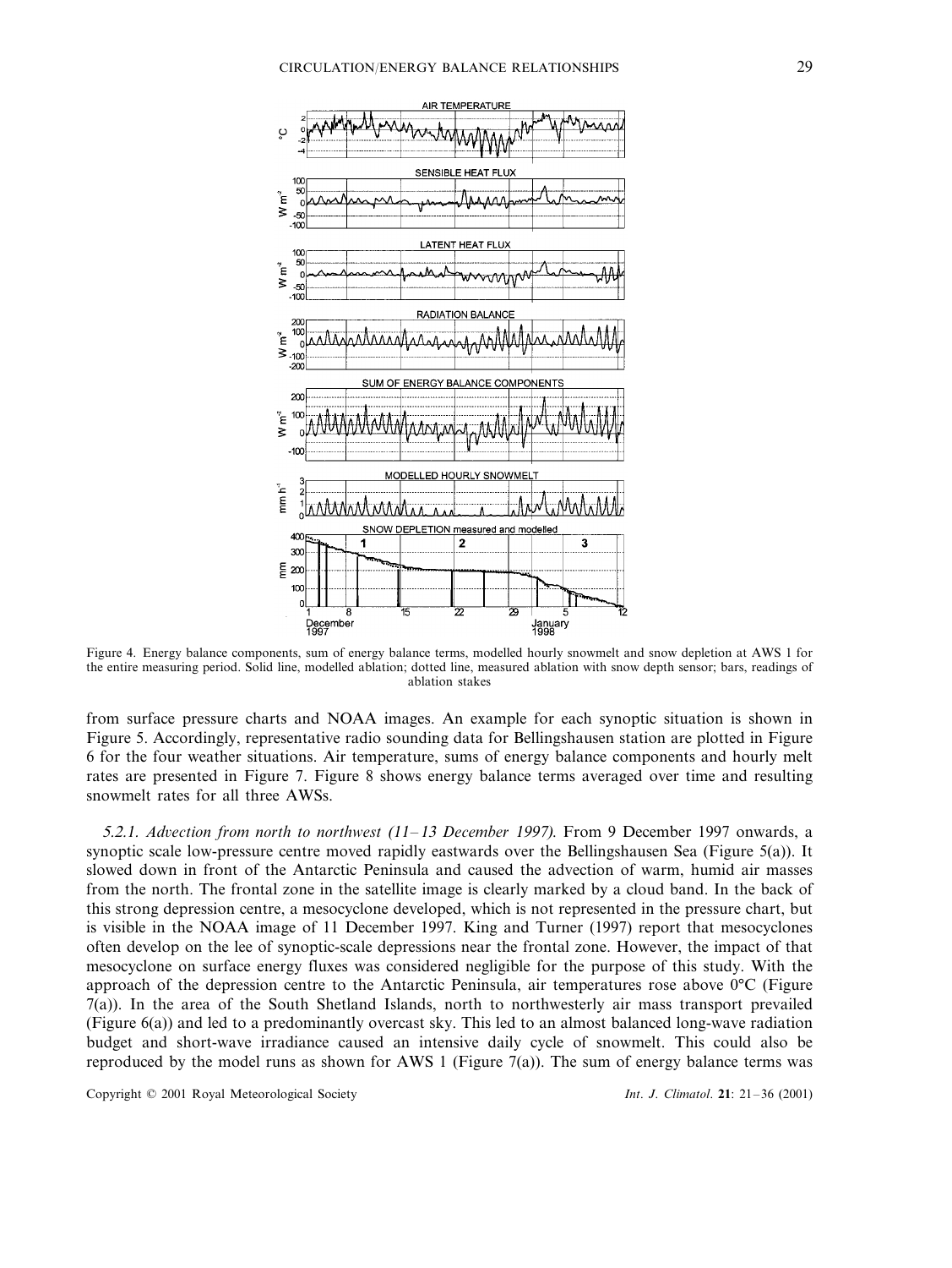Figure 4. Energy balance components, sum of energy balance terms, modelled hourly snowmelt and snow depletion at AWS 1 for the entire measuring period. Solid line, modelled ablation; dotted line, measured ablation with snow depth sensor; bars, readings of ablation stakes

from surface pressure charts and NOAA images. An example for each synoptic situation is shown in Figure 5. Accordingly, representative radio sounding data for Bellingshausen station are plotted in Figure 6 for the four weather situations. Air temperature, sums of energy balance components and hourly melt rates are presented in Figure 7. Figure 8 shows energy balance terms averaged over time and resulting snowmelt rates for all three AWSs.

*5.2.1. Advection from north to northwest (11–13 December 1997).* From 9 December 1997 onwards, a synoptic scale low-pressure centre moved rapidly eastwards over the Bellingshausen Sea (Figure 5(a)). It slowed down in front of the Antarctic Peninsula and caused the advection of warm, humid air masses from the north. The frontal zone in the satellite image is clearly marked by a cloud band. In the back of this strong depression centre, a mesocyclone developed, which is not represented in the pressure chart, but is visible in the NOAA image of 11 December 1997. King and Turner (1997) report that mesocyclones often develop on the lee of synoptic-scale depressions near the frontal zone. However, the impact of that mesocyclone on surface energy fluxes was considered negligible for the purpose of this study. With the approach of the depression centre to the Antarctic Peninsula, air temperatures rose above 0°C (Figure 7(a)). In the area of the South Shetland Islands, north to northwesterly air mass transport prevailed (Figure 6(a)) and led to a predominantly overcast sky. This led to an almost balanced long-wave radiation budget and short-wave irradiance caused an intensive daily cycle of snowmelt. This could also be reproduced by the model runs as shown for AWS 1 (Figure 7(a)). The sum of energy balance terms was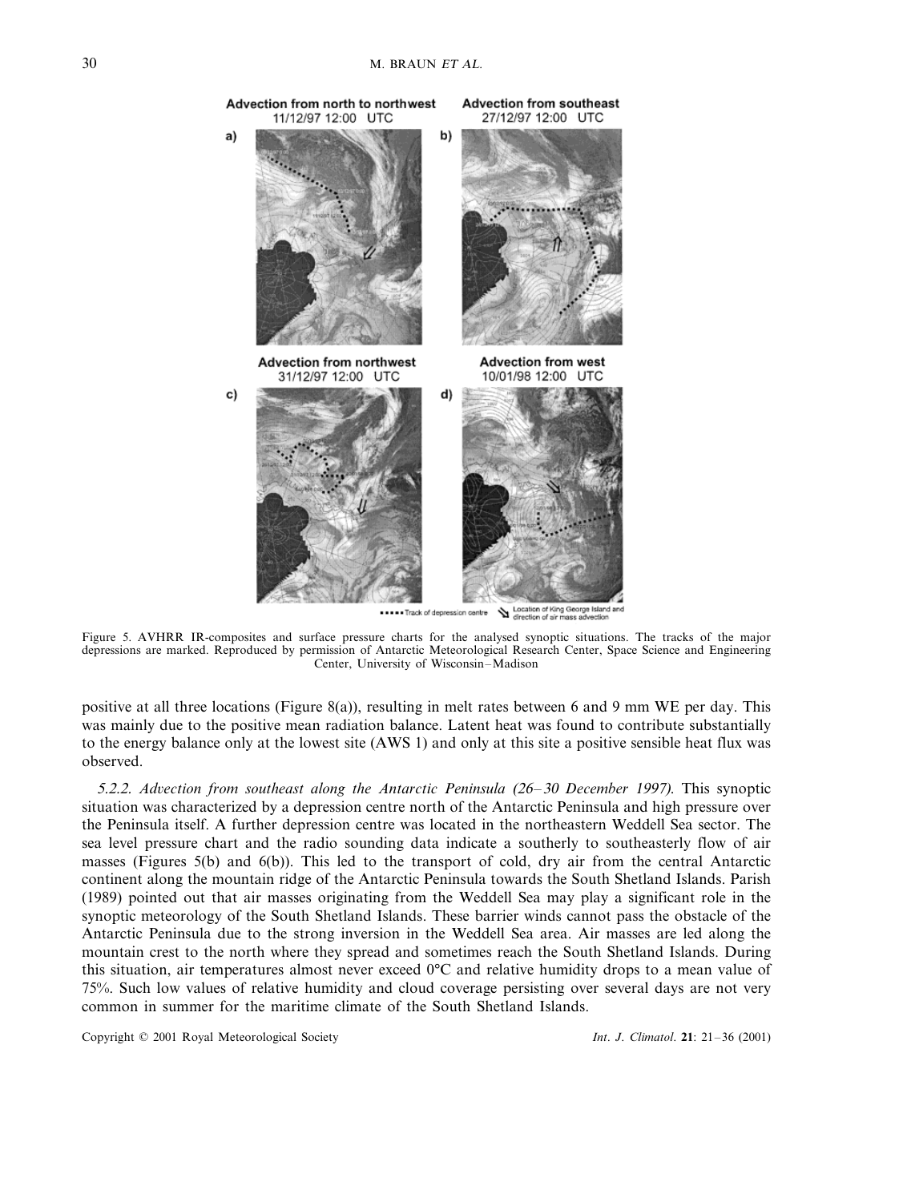Figure 5. AVHRR IR-composites and surface pressure charts for the analysed synoptic situations. The tracks of the major depressions are marked. Reproduced by permission of Antarctic Meteorological Research Center, Space Science and Engineering Center, University of Wisconsin–Madison

positive at all three locations (Figure 8(a)), resulting in melt rates between 6 and 9 mm WE per day. This was mainly due to the positive mean radiation balance. Latent heat was found to contribute substantially to the energy balance only at the lowest site (AWS 1) and only at this site a positive sensible heat flux was observed.

*5.2.2. Advection from southeast along the Antarctic Peninsula (26–30 December 1997).* This synoptic situation was characterized by a depression centre north of the Antarctic Peninsula and high pressure over the Peninsula itself. A further depression centre was located in the northeastern Weddell Sea sector. The sea level pressure chart and the radio sounding data indicate a southerly to southeasterly flow of air masses (Figures 5(b) and 6(b)). This led to the transport of cold, dry air from the central Antarctic continent along the mountain ridge of the Antarctic Peninsula towards the South Shetland Islands. Parish (1989) pointed out that air masses originating from the Weddell Sea may play a significant role in the synoptic meteorology of the South Shetland Islands. These barrier winds cannot pass the obstacle of the Antarctic Peninsula due to the strong inversion in the Weddell Sea area. Air masses are led along the mountain crest to the north where they spread and sometimes reach the South Shetland Islands. During this situation, air temperatures almost never exceed 0°C and relative humidity drops to a mean value of 75%. Such low values of relative humidity and cloud coverage persisting over several days are not very common in summer for the maritime climate of the South Shetland Islands.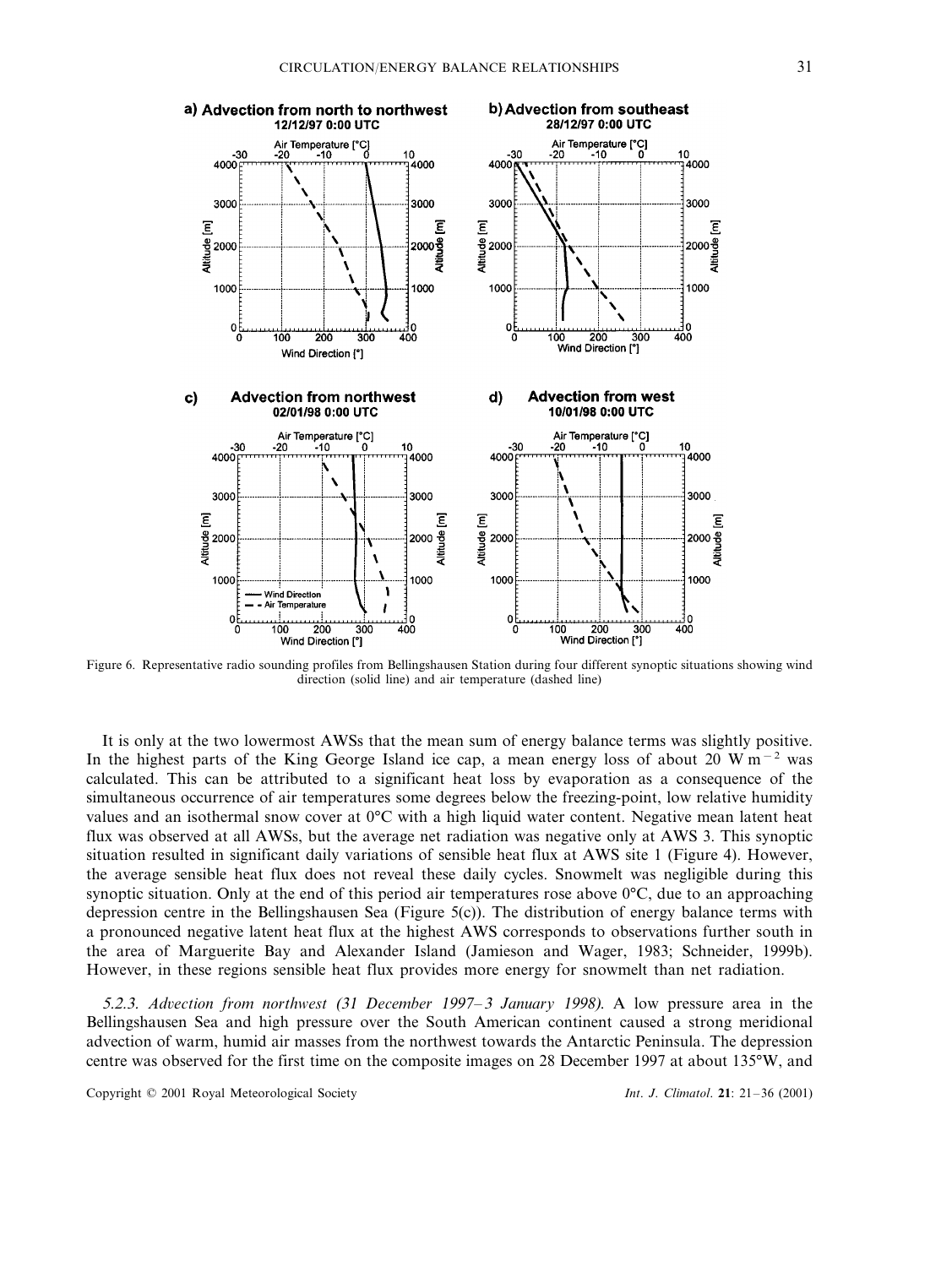Figure 6. Representative radio sounding profiles from Bellingshausen Station during four different synoptic situations showing wind direction (solid line) and air temperature (dashed line)

It is only at the two lowermost AWSs that the mean sum of energy balance terms was slightly positive. In the highest parts of the King George Island ice cap, a mean energy loss of about 20 W m$^{-2}$ was calculated. This can be attributed to a significant heat loss by evaporation as a consequence of the simultaneous occurrence of air temperatures some degrees below the freezing-point, low relative humidity values and an isothermal snow cover at 0°C with a high liquid water content. Negative mean latent heat flux was observed at all AWSs, but the average net radiation was negative only at AWS 3. This synoptic situation resulted in significant daily variations of sensible heat flux at AWS site 1 (Figure 4). However, the average sensible heat flux does not reveal these daily cycles. Snowmelt was negligible during this synoptic situation. Only at the end of this period air temperatures rose above 0°C, due to an approaching depression centre in the Bellingshausen Sea (Figure 5(c)). The distribution of energy balance terms with a pronounced negative latent heat flux at the highest AWS corresponds to observations further south in the area of Marguerite Bay and Alexander Island (Jamieson and Wager, 1983; Schneider, 1999b). However, in these regions sensible heat flux provides more energy for snowmelt than net radiation.

*5.2.3. Advection from northwest (31 December 1997–3 January 1998).* A low pressure area in the Bellingshausen Sea and high pressure over the South American continent caused a strong meridional advection of warm, humid air masses from the northwest towards the Antarctic Peninsula. The depression centre was observed for the first time on the composite images on 28 December 1997 at about 135°W, and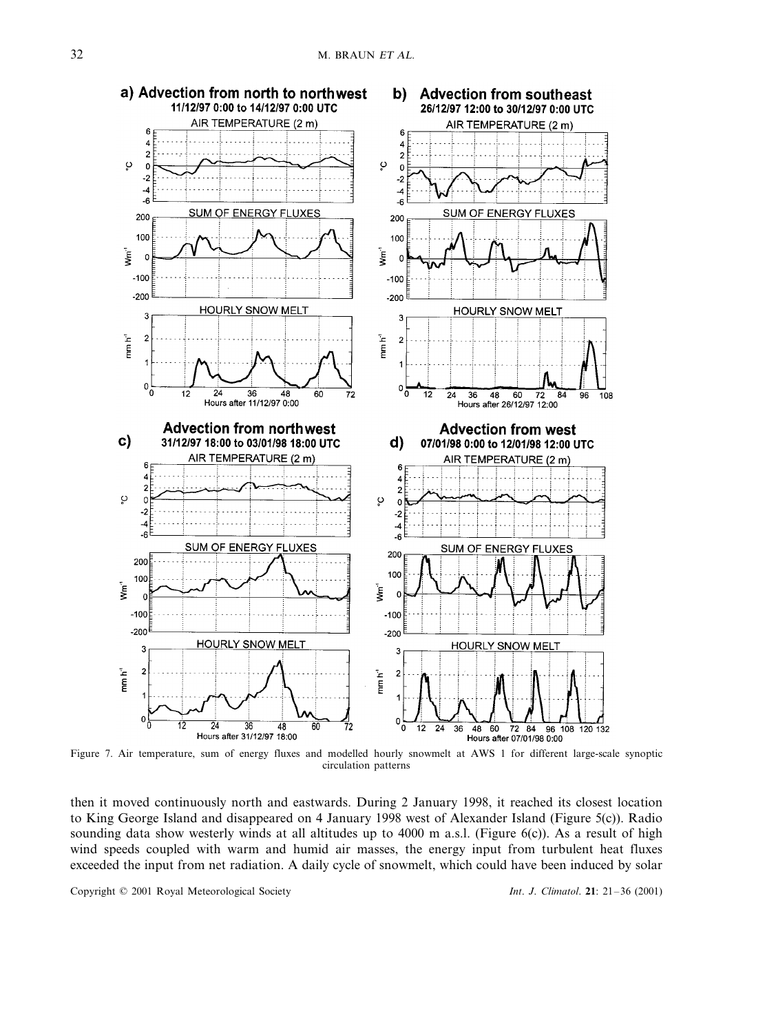Figure 7. Air temperature, sum of energy fluxes and modelled hourly snowmelt at AWS 1 for different large-scale synoptic circulation patterns

then it moved continuously north and eastwards. During 2 January 1998, it reached its closest location to King George Island and disappeared on 4 January 1998 west of Alexander Island (Figure 5(c)). Radio sounding data show westerly winds at all altitudes up to 4000 m a.s.l. (Figure 6(c)). As a result of high wind speeds coupled with warm and humid air masses, the energy input from turbulent heat fluxes exceeded the input from net radiation. A daily cycle of snowmelt, which could have been induced by solar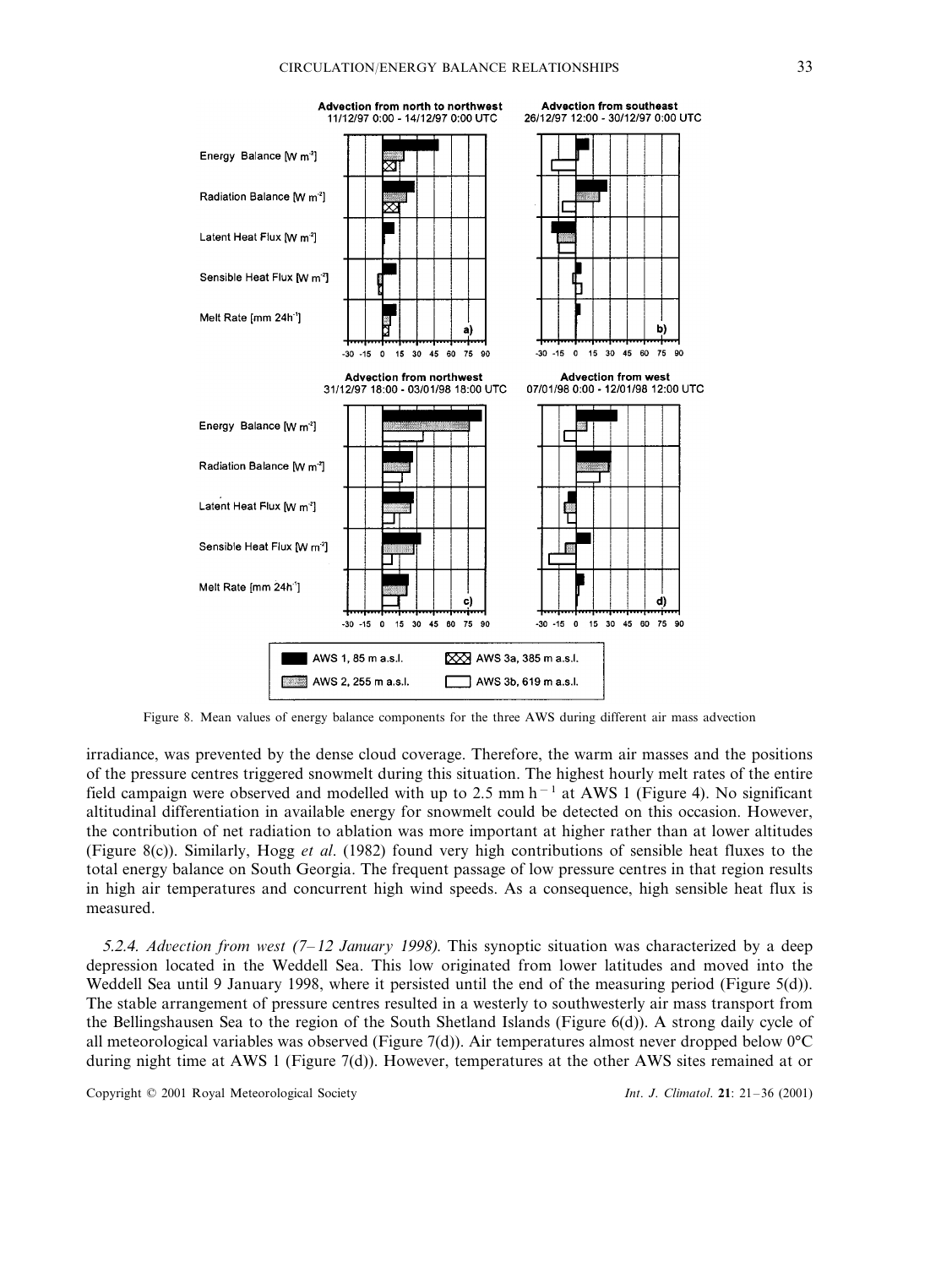Figure 8. Mean values of energy balance components for the three AWS during different air mass advection

irradiance, was prevented by the dense cloud coverage. Therefore, the warm air masses and the positions of the pressure centres triggered snowmelt during this situation. The highest hourly melt rates of the entire field campaign were observed and modelled with up to 2.5 mm $h^{-1}$ at AWS 1 (Figure 4). No significant altitudinal differentiation in available energy for snowmelt could be detected on this occasion. However, the contribution of net radiation to ablation was more important at higher rather than at lower altitudes (Figure 8(c)). Similarly, Hogg *et al*. (1982) found very high contributions of sensible heat fluxes to the total energy balance on South Georgia. The frequent passage of low pressure centres in that region results in high air temperatures and concurrent high wind speeds. As a consequence, high sensible heat flux is measured.

*5.2.4. Advection from west (7–12 January 1998).* This synoptic situation was characterized by a deep depression located in the Weddell Sea. This low originated from lower latitudes and moved into the Weddell Sea until 9 January 1998, where it persisted until the end of the measuring period (Figure 5(d)). The stable arrangement of pressure centres resulted in a westerly to southwesterly air mass transport from the Bellingshausen Sea to the region of the South Shetland Islands (Figure 6(d)). A strong daily cycle of all meteorological variables was observed (Figure 7(d)). Air temperatures almost never dropped below 0°C during night time at AWS 1 (Figure 7(d)). However, temperatures at the other AWS sites remained at or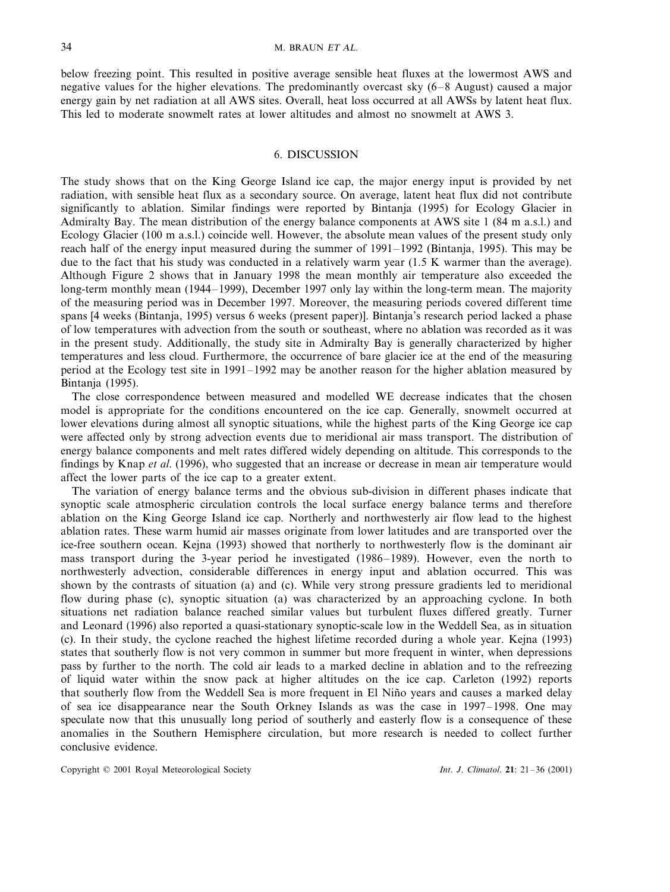below freezing point. This resulted in positive average sensible heat fluxes at the lowermost AWS and negative values for the higher elevations. The predominantly overcast sky (6–8 August) caused a major energy gain by net radiation at all AWS sites. Overall, heat loss occurred at all AWSs by latent heat flux. This led to moderate snowmelt rates at lower altitudes and almost no snowmelt at AWS 3.

## 6. DISCUSSION

The study shows that on the King George Island ice cap, the major energy input is provided by net radiation, with sensible heat flux as a secondary source. On average, latent heat flux did not contribute significantly to ablation. Similar findings were reported by Bintanja (1995) for Ecology Glacier in Admiralty Bay. The mean distribution of the energy balance components at AWS site 1 (84 m a.s.l.) and Ecology Glacier (100 m a.s.l.) coincide well. However, the absolute mean values of the present study only reach half of the energy input measured during the summer of 1991–1992 (Bintanja, 1995). This may be due to the fact that his study was conducted in a relatively warm year (1.5 K warmer than the average). Although Figure 2 shows that in January 1998 the mean monthly air temperature also exceeded the long-term monthly mean (1944–1999), December 1997 only lay within the long-term mean. The majority of the measuring period was in December 1997. Moreover, the measuring periods covered different time spans [4 weeks (Bintanja, 1995) versus 6 weeks (present paper)]. Bintanja's research period lacked a phase of low temperatures with advection from the south or southeast, where no ablation was recorded as it was in the present study. Additionally, the study site in Admiralty Bay is generally characterized by higher temperatures and less cloud. Furthermore, the occurrence of bare glacier ice at the end of the measuring period at the Ecology test site in 1991–1992 may be another reason for the higher ablation measured by Bintanja (1995).

The close correspondence between measured and modelled WE decrease indicates that the chosen model is appropriate for the conditions encountered on the ice cap. Generally, snowmelt occurred at lower elevations during almost all synoptic situations, while the highest parts of the King George ice cap were affected only by strong advection events due to meridional air mass transport. The distribution of energy balance components and melt rates differed widely depending on altitude. This corresponds to the findings by Knap *et al.* (1996), who suggested that an increase or decrease in mean air temperature would affect the lower parts of the ice cap to a greater extent.

The variation of energy balance terms and the obvious sub-division in different phases indicate that synoptic scale atmospheric circulation controls the local surface energy balance terms and therefore ablation on the King George Island ice cap. Northerly and northwesterly air flow lead to the highest ablation rates. These warm humid air masses originate from lower latitudes and are transported over the ice-free southern ocean. Kejna (1993) showed that northerly to northwesterly flow is the dominant air mass transport during the 3-year period he investigated (1986–1989). However, even the north to northwesterly advection, considerable differences in energy input and ablation occurred. This was shown by the contrasts of situation (a) and (c). While very strong pressure gradients led to meridional flow during phase (c), synoptic situation (a) was characterized by an approaching cyclone. In both situations net radiation balance reached similar values but turbulent fluxes differed greatly. Turner and Leonard (1996) also reported a quasi-stationary synoptic-scale low in the Weddell Sea, as in situation (c). In their study, the cyclone reached the highest lifetime recorded during a whole year. Kejna (1993) states that southerly flow is not very common in summer but more frequent in winter, when depressions pass by further to the north. The cold air leads to a marked decline in ablation and to the refreezing of liquid water within the snow pack at higher altitudes on the ice cap. Carleton (1992) reports that southerly flow from the Weddell Sea is more frequent in El Niño years and causes a marked delay of sea ice disappearance near the South Orkney Islands as was the case in 1997–1998. One may speculate now that this unusually long period of southerly and easterly flow is a consequence of these anomalies in the Southern Hemisphere circulation, but more research is needed to collect further conclusive evidence.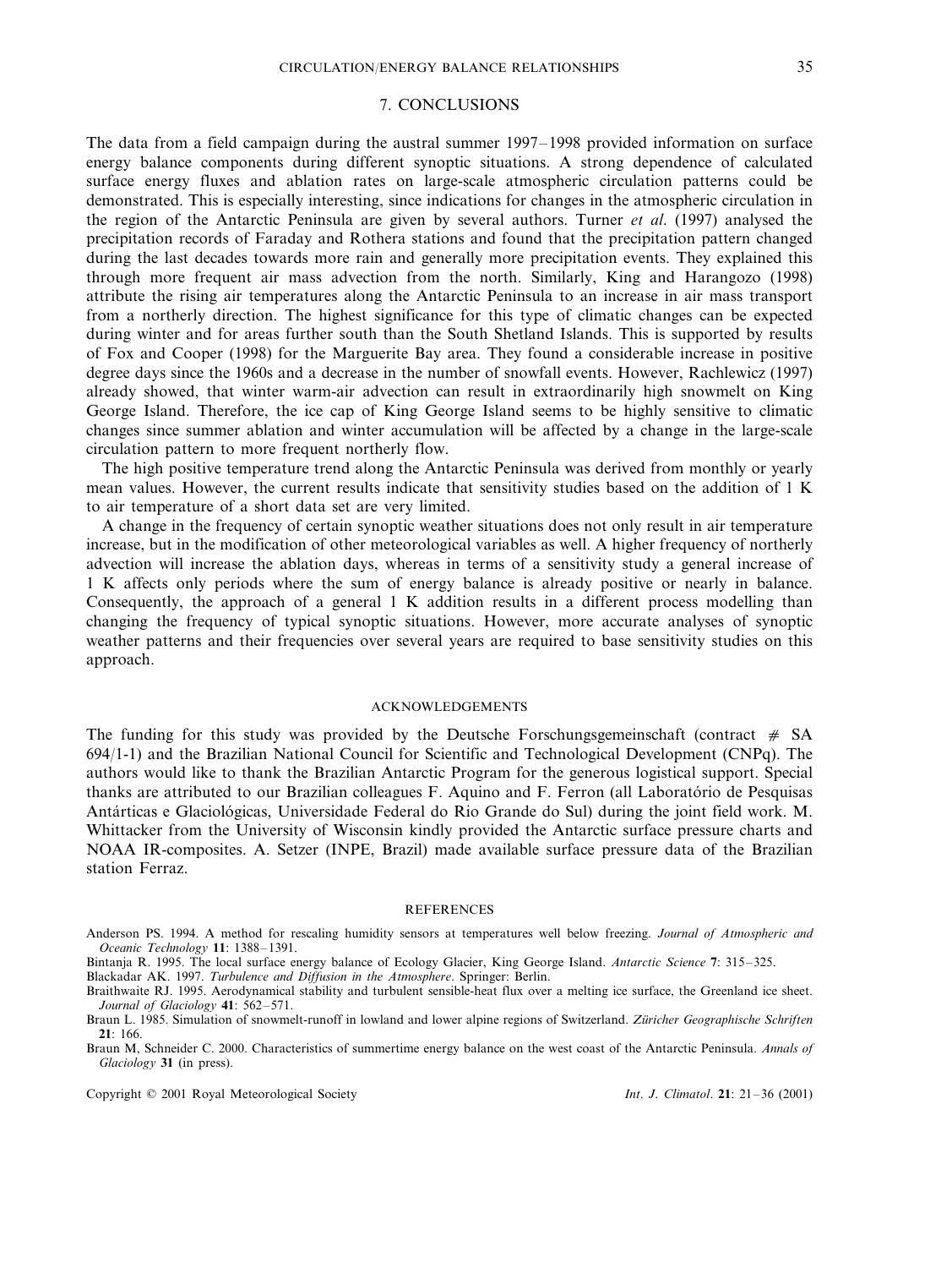## 7. CONCLUSIONS

The data from a field campaign during the austral summer 1997–1998 provided information on surface energy balance components during different synoptic situations. A strong dependence of calculated surface energy fluxes and ablation rates on large-scale atmospheric circulation patterns could be demonstrated. This is especially interesting, since indications for changes in the atmospheric circulation in the region of the Antarctic Peninsula are given by several authors. Turner *et al*. (1997) analysed the precipitation records of Faraday and Rothera stations and found that the precipitation pattern changed during the last decades towards more rain and generally more precipitation events. They explained this through more frequent air mass advection from the north. Similarly, King and Harangozo (1998) attribute the rising air temperatures along the Antarctic Peninsula to an increase in air mass transport from a northerly direction. The highest significance for this type of climatic changes can be expected during winter and for areas further south than the South Shetland Islands. This is supported by results of Fox and Cooper (1998) for the Marguerite Bay area. They found a considerable increase in positive degree days since the 1960s and a decrease in the number of snowfall events. However, Rachlewicz (1997) already showed, that winter warm-air advection can result in extraordinarily high snowmelt on King George Island. Therefore, the ice cap of King George Island seems to be highly sensitive to climatic changes since summer ablation and winter accumulation will be affected by a change in the large-scale circulation pattern to more frequent northerly flow.

The high positive temperature trend along the Antarctic Peninsula was derived from monthly or yearly mean values. However, the current results indicate that sensitivity studies based on the addition of 1 K to air temperature of a short data set are very limited.

A change in the frequency of certain synoptic weather situations does not only result in air temperature increase, but in the modification of other meteorological variables as well. A higher frequency of northerly advection will increase the ablation days, whereas in terms of a sensitivity study a general increase of 1 K affects only periods where the sum of energy balance is already positive or nearly in balance. Consequently, the approach of a general 1 K addition results in a different process modelling than changing the frequency of typical synoptic situations. However, more accurate analyses of synoptic weather patterns and their frequencies over several years are required to base sensitivity studies on this approach.

### ACKNOWLEDGEMENTS

The funding for this study was provided by the Deutsche Forschungsgemeinschaft (contract # SA 694/1-1) and the Brazilian National Council for Scientific and Technological Development (CNPq). The authors would like to thank the Brazilian Antarctic Program for the generous logistical support. Special thanks are attributed to our Brazilian colleagues F. Aquino and F. Ferron (all Laboratório de Pesquisas Antárticas e Glaciológicas, Universidade Federal do Rio Grande do Sul) during the joint field work. M. Whittacker from the University of Wisconsin kindly provided the Antarctic surface pressure charts and NOAA IR-composites. A. Setzer (INPE, Brazil) made available surface pressure data of the Brazilian station Ferraz.

### REFERENCES

Anderson PS. 1994. A method for rescaling humidity sensors at temperatures well below freezing. *Journal of Atmospheric and Oceanic Technology* **11**: 1388–1391.

Bintanja R. 1995. The local surface energy balance of Ecology Glacier, King George Island. *Antarctic Science* **7**: 315–325.

Blackadar AK. 1997. *Turbulence and Diffusion in the Atmosphere*. Springer: Berlin.

Braithwaite RJ. 1995. Aerodynamical stability and turbulent sensible-heat flux over a melting ice surface, the Greenland ice sheet. *Journal of Glaciology* **41**: 562–571.

Braun L. 1985. Simulation of snowmelt-runoff in lowland and lower alpine regions of Switzerland. *Züricher Geographische Schriften* **21**: 166.

Braun M, Schneider C. 2000. Characteristics of summertime energy balance on the west coast of the Antarctic Peninsula. *Annals of Glaciology* **31** (in press).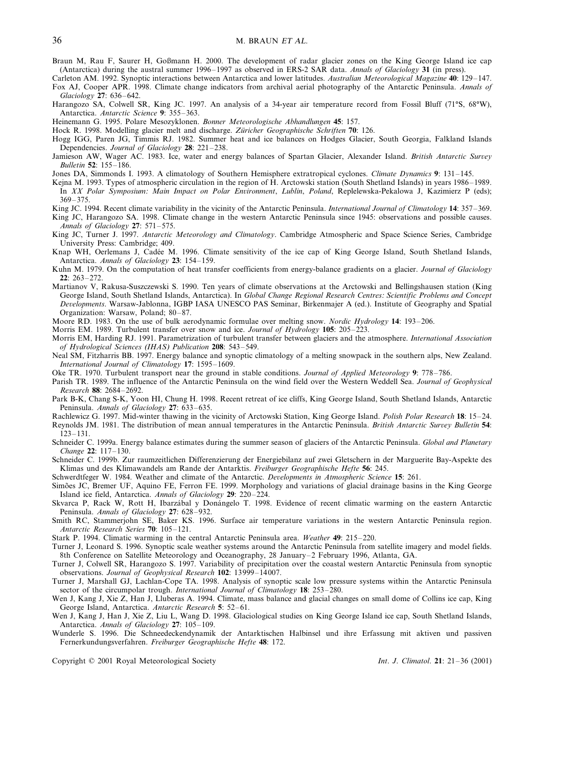Braun M, Rau F, Saurer H, Goßmann H. 2000. The development of radar glacier zones on the King George Island ice cap (Antarctica) during the austral summer 1996–1997 as observed in ERS-2 SAR data. *Annals of Glaciology* **31** (in press).

Carleton AM. 1992. Synoptic interactions between Antarctica and lower latitudes. *Australian Meteorological Magazine* **40**: 129–147.

Fox AJ, Cooper APR. 1998. Climate change indicators from archival aerial photography of the Antarctic Peninsula. *Annals of Glaciology* **27**: 636–642.

Harangozo SA, Colwell SR, King JC. 1997. An analysis of a 34-year air temperature record from Fossil Bluff (71°S, 68°W), Antarctica. *Antarctic Science* **9**: 355–363.

Heinemann G. 1995. Polare Mesozyklonen. *Bonner Meteorologische Abhandlungen* **45**: 157.

Hock R. 1998. Modelling glacier melt and discharge. *Züricher Geographische Schriften* **70**: 126.

Hogg IGG, Paren JG, Timmis RJ. 1982. Summer heat and ice balances on Hodges Glacier, South Georgia, Falkland Islands Dependencies. *Journal of Glaciology* **28**: 221–238.

Jamieson AW, Wager AC. 1983. Ice, water and energy balances of Spartan Glacier, Alexander Island. *British Antarctic Survey Bulletin* **52**: 155–186.

Jones DA, Simmonds I. 1993. A climatology of Southern Hemisphere extratropical cyclones. *Climate Dynamics* **9**: 131–145.

Kejna M. 1993. Types of atmospheric circulation in the region of H. Arctowski station (South Shetland Islands) in years 1986–1989. In *XX Polar Symposium: Main Impact on Polar Environment*, *Lublin*, *Poland*, Replelewska-Pekalowa J, Kazimierz P (eds); 369–375.

King JC. 1994. Recent climate variability in the vicinity of the Antarctic Peninsula. *International Journal of Climatology* **14**: 357–369.

King JC, Harangozo SA. 1998. Climate change in the western Antarctic Peninsula since 1945: observations and possible causes. *Annals of Glaciology* **27**: 571–575.

King JC, Turner J. 1997. *Antarctic Meteorology and Climatology*. Cambridge Atmospheric and Space Science Series, Cambridge University Press: Cambridge; 409.

Knap WH, Oerlemans J, Cadée M. 1996. Climate sensitivity of the ice cap of King George Island, South Shetland Islands, Antarctica. *Annals of Glaciology* **23**: 154–159.

Kuhn M. 1979. On the computation of heat transfer coefficients from energy-balance gradients on a glacier. *Journal of Glaciology* **22**: 263–272.

Martianov V, Rakusa-Suszczewski S. 1990. Ten years of climate observations at the Arctowski and Bellingshausen station (King George Island, South Shetland Islands, Antarctica). In *Global Change Regional Research Centres: Scientific Problems and Concept Developments*. Warsaw-Jablonna, IGBP IASA UNESCO PAS Seminar, Birkenmajer A (ed.). Institute of Geography and Spatial Organization: Warsaw, Poland; 80–87.

Moore RD. 1983. On the use of bulk aerodynamic formulae over melting snow. *Nordic Hydrology* **14**: 193–206.

Morris EM. 1989. Turbulent transfer over snow and ice. *Journal of Hydrology* **105**: 205–223.

Morris EM, Harding RJ. 1991. Parametrization of turbulent transfer between glaciers and the atmosphere. *International Association of Hydrological Sciences (IHAS) Publication* **208**: 543–549.

Neal SM, Fitzharris BB. 1997. Energy balance and synoptic climatology of a melting snowpack in the southern alps, New Zealand. *International Journal of Climatology* **17**: 1595–1609.

Oke TR. 1970. Turbulent transport near the ground in stable conditions. *Journal of Applied Meteorology* **9**: 778–786.

Parish TR. 1989. The influence of the Antarctic Peninsula on the wind field over the Western Weddell Sea. *Journal of Geophysical Research* **88**: 2684–2692.

Park B-K, Chang S-K, Yoon HI, Chung H. 1998. Recent retreat of ice cliffs, King George Island, South Shetland Islands, Antarctic Peninsula. *Annals of Glaciology* **27**: 633–635.

Rachlewicz G. 1997. Mid-winter thawing in the vicinity of Arctowski Station, King George Island. *Polish Polar Research* **18**: 15–24.

Reynolds JM. 1981. The distribution of mean annual temperatures in the Antarctic Peninsula. *British Antarctic Survey Bulletin* **54**: 123–131.

Schneider C. 1999a. Energy balance estimates during the summer season of glaciers of the Antarctic Peninsula. *Global and Planetary Change* **22**: 117–130.

Schneider C. 1999b. Zur raumzeitlichen Differenzierung der Energiebilanz auf zwei Gletschern in der Marguerite Bay-Aspekte des Klimas und des Klimawandels am Rande der Antarktis. *Freiburger Geographische Hefte* **56**: 245.

Schwerdtfeger W. 1984. Weather and climate of the Antarctic. *Developments in Atmospheric Science* **15**: 261.

Simões JC, Bremer UF, Aquino FE, Ferron FE. 1999. Morphology and variations of glacial drainage basins in the King George Island ice field, Antarctica. *Annals of Glaciology* **29**: 220–224.

Skvarca P, Rack W, Rott H, Ibarzábal y Donángelo T. 1998. Evidence of recent climatic warming on the eastern Antarctic Peninsula. *Annals of Glaciology* **27**: 628–932.

Smith RC, Stammerjohn SE, Baker KS. 1996. Surface air temperature variations in the western Antarctic Peninsula region. *Antarctic Research Series* **70**: 105–121.

Stark P. 1994. Climatic warming in the central Antarctic Peninsula area. *Weather* **49**: 215–220.

Turner J, Leonard S. 1996. Synoptic scale weather systems around the Antarctic Peninsula from satellite imagery and model fields. 8th Conference on Satellite Meteorology and Oceanography, 28 January–2 February 1996, Atlanta, GA.

Turner J, Colwell SR, Harangozo S. 1997. Variability of precipitation over the coastal western Antarctic Peninsula from synoptic observations. *Journal of Geophysical Research* **102**: 13999–14007.

Turner J, Marshall GJ, Lachlan-Cope TA. 1998. Analysis of synoptic scale low pressure systems within the Antarctic Peninsula sector of the circumpolar trough. *International Journal of Climatology* **18**: 253–280.

Wen J, Kang J, Xie Z, Han J, Lluberas A. 1994. Climate, mass balance and glacial changes on small dome of Collins ice cap, King George Island, Antarctica. *Antarctic Research* **5**: 52–61.

Wen J, Kang J, Han J, Xie Z, Liu L, Wang D. 1998. Glaciological studies on King George Island ice cap, South Shetland Islands, Antarctica. *Annals of Glaciology* **27**: 105–109.

Wunderle S. 1996. Die Schneedeckendynamik der Antarktischen Halbinsel und ihre Erfassung mit aktiven und passiven Fernerkundungsverfahren. *Freiburger Geographische Hefte* **48**: 172.